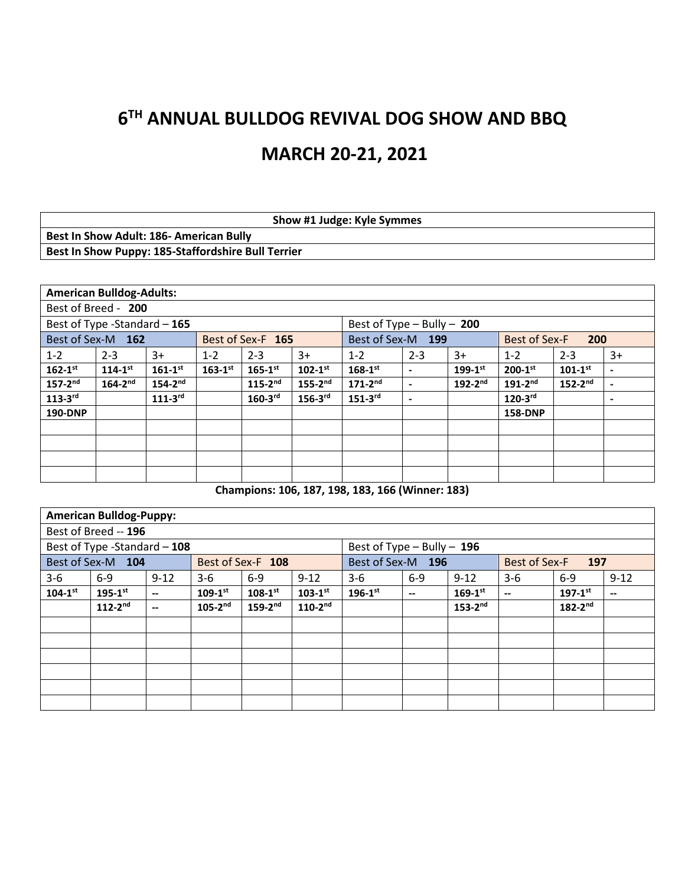# 6[TH] ANNUAL BULLDOG REVIVAL DOG SHOW AND BBQ

# MARCH 20-21, 2021

| Show #1 Judge: Kyle Symmes |
|---|
| **Best In Show Adult: 186- American Bully** |
| **Best In Show Puppy: 185-Staffordshire Bull Terrier** |

| **American Bulldog-Adults:** | | | | | | | | | | | |
|---|---|---|---|---|---|---|---|---|---|---|---|
| Best of Breed - **200** | | | | | | | | | | | |
| Best of Type -Standard – **165** | | | | | | Best of Type – Bully – **200** | | | | | |
| Best of Sex-M **162** | | | Best of Sex-F **165** | | | Best of Sex-M **199** | | | Best of Sex-F **200** | | |
| 1-2 | 2-3 | 3+ | 1-2 | 2-3 | 3+ | 1-2 | 2-3 | 3+ | 1-2 | 2-3 | 3+ |
| **162-1st** | **114-1st** | **161-1st** | **163-1st** | **165-1st** | **102-1st** | **168-1st** | - | **199-1st** | **200-1st** | **101-1st** | - |
| **157-2nd** | **164-2nd** | **154-2nd** | | **115-2nd** | **155-2nd** | **171-2nd** | - | **192-2nd** | **191-2nd** | **152-2nd** | - |
| **113-3rd** | | **111-3rd** | | **160-3rd** | **156-3rd** | **151-3rd** | - | | **120-3rd** | | - |
| **190-DNP** | | | | | | | | | **158-DNP** | | |

**Champions: 106, 187, 198, 183, 166 (Winner: 183)**

| **American Bulldog-Puppy:** | | | | | | | | | | | |
|---|---|---|---|---|---|---|---|---|---|---|---|
| Best of Breed -- **196** | | | | | | | | | | | |
| Best of Type -Standard – **108** | | | | | | Best of Type – Bully – **196** | | | | | |
| Best of Sex-M **104** | | | Best of Sex-F **108** | | | Best of Sex-M **196** | | | Best of Sex-F **197** | | |
| 3-6 | 6-9 | 9-12 | 3-6 | 6-9 | 9-12 | 3-6 | 6-9 | 9-12 | 3-6 | 6-9 | 9-12 |
| **104-1st** | **195-1st** | -- | **109-1st** | **108-1st** | **103-1st** | **196-1st** | -- | **169-1st** | -- | **197-1st** | -- |
| | **112-2nd** | -- | **105-2nd** | **159-2nd** | **110-2nd** | | | **153-2nd** | | **182-2nd** | |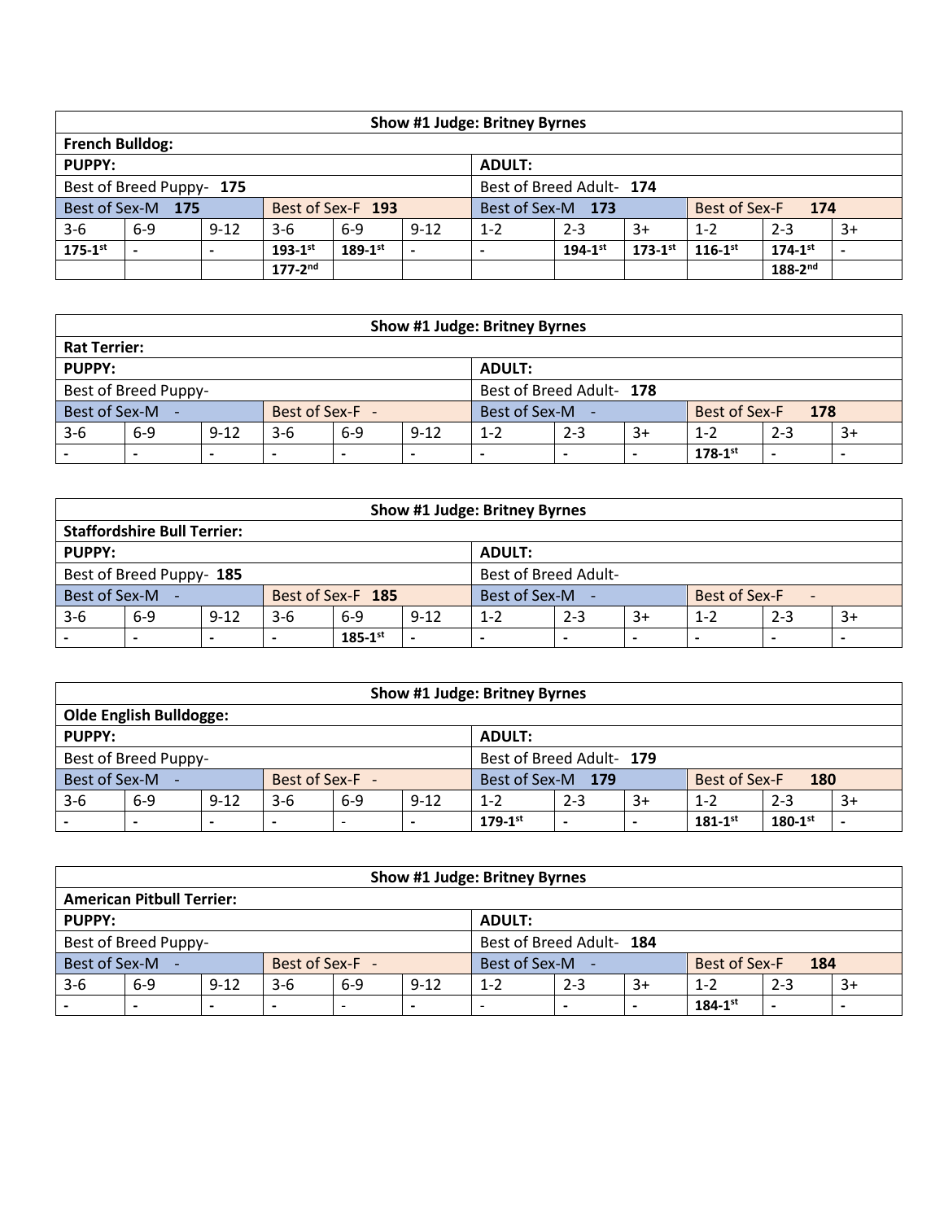| Show #1 Judge: Britney Byrnes | | | | | | | | | | | |
|---|---|---|---|---|---|---|---|---|---|---|---|
| **French Bulldog:** | | | | | | | | | | | |
| **PUPPY:** | | | | | | **ADULT:** | | | | | |
| Best of Breed Puppy- **175** | | | | | | Best of Breed Adult- **174** | | | | | |
| Best of Sex-M **175** | | | Best of Sex-F **193** | | | Best of Sex-M **173** | | | Best of Sex-F **174** | | |
| 3-6 | 6-9 | 9-12 | 3-6 | 6-9 | 9-12 | 1-2 | 2-3 | 3+ | 1-2 | 2-3 | 3+ |
| **175-1st** | - | - | **193-1st** | **189-1st** | - | - | **194-1st** | **173-1st** | **116-1st** | **174-1st** | - |
| | | | **177-2nd** | | | | | | | **188-2nd** | |

| Show #1 Judge: Britney Byrnes | | | | | | | | | | | |
|---|---|---|---|---|---|---|---|---|---|---|---|
| **Rat Terrier:** | | | | | | | | | | | |
| **PUPPY:** | | | | | | **ADULT:** | | | | | |
| Best of Breed Puppy- | | | | | | Best of Breed Adult- **178** | | | | | |
| Best of Sex-M - | | | Best of Sex-F - | | | Best of Sex-M - | | | Best of Sex-F **178** | | |
| 3-6 | 6-9 | 9-12 | 3-6 | 6-9 | 9-12 | 1-2 | 2-3 | 3+ | 1-2 | 2-3 | 3+ |
| - | - | - | - | - | - | - | - | - | **178-1st** | - | - |

| Show #1 Judge: Britney Byrnes | | | | | | | | | | | |
|---|---|---|---|---|---|---|---|---|---|---|---|
| **Staffordshire Bull Terrier:** | | | | | | | | | | | |
| **PUPPY:** | | | | | | **ADULT:** | | | | | |
| Best of Breed Puppy- **185** | | | | | | Best of Breed Adult- | | | | | |
| Best of Sex-M - | | | Best of Sex-F **185** | | | Best of Sex-M - | | | Best of Sex-F - | | |
| 3-6 | 6-9 | 9-12 | 3-6 | 6-9 | 9-12 | 1-2 | 2-3 | 3+ | 1-2 | 2-3 | 3+ |
| - | - | - | - | **185-1st** | - | - | - | - | - | - | - |

| Show #1 Judge: Britney Byrnes | | | | | | | | | | | |
|---|---|---|---|---|---|---|---|---|---|---|---|
| **Olde English Bulldogge:** | | | | | | | | | | | |
| **PUPPY:** | | | | | | **ADULT:** | | | | | |
| Best of Breed Puppy- | | | | | | Best of Breed Adult- **179** | | | | | |
| Best of Sex-M - | | | Best of Sex-F - | | | Best of Sex-M **179** | | | Best of Sex-F **180** | | |
| 3-6 | 6-9 | 9-12 | 3-6 | 6-9 | 9-12 | 1-2 | 2-3 | 3+ | 1-2 | 2-3 | 3+ |
| - | - | - | - | - | - | **179-1st** | - | - | **181-1st** | **180-1st** | - |

| Show #1 Judge: Britney Byrnes | | | | | | | | | | | |
|---|---|---|---|---|---|---|---|---|---|---|---|
| **American Pitbull Terrier:** | | | | | | | | | | | |
| **PUPPY:** | | | | | | **ADULT:** | | | | | |
| Best of Breed Puppy- | | | | | | Best of Breed Adult- **184** | | | | | |
| Best of Sex-M - | | | Best of Sex-F - | | | Best of Sex-M - | | | Best of Sex-F **184** | | |
| 3-6 | 6-9 | 9-12 | 3-6 | 6-9 | 9-12 | 1-2 | 2-3 | 3+ | 1-2 | 2-3 | 3+ |
| - | - | - | - | - | - | - | - | - | **184-1st** | - | - |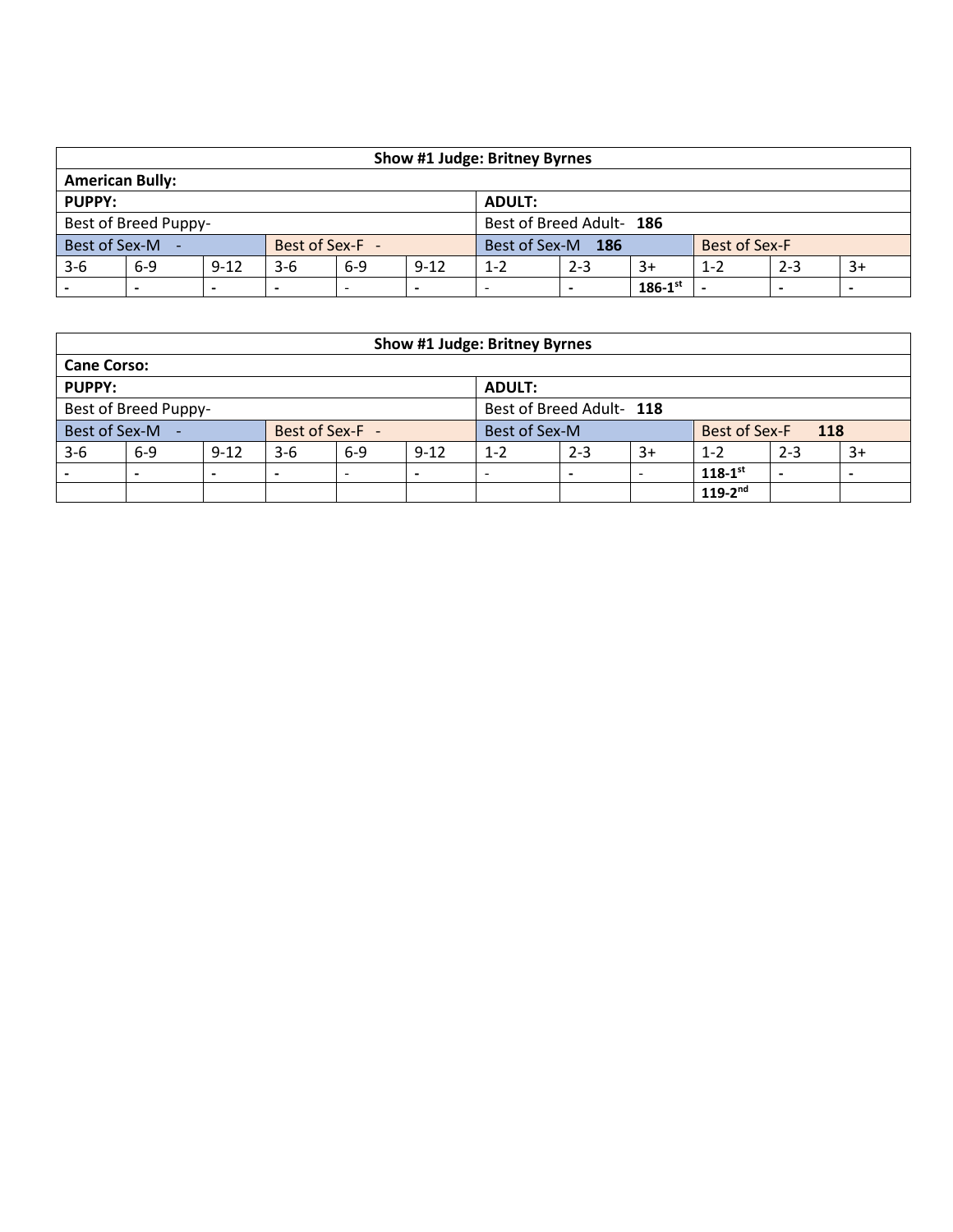| Show #1 Judge: Britney Byrnes | | | | | | | | | | | |
|---|---|---|---|---|---|---|---|---|---|---|---|
| **American Bully:** | | | | | | | | | | | |
| **PUPPY:** | | | | | | **ADULT:** | | | | | |
| Best of Breed Puppy- | | | | | | Best of Breed Adult- **186** | | | | | |
| Best of Sex-M - | | | Best of Sex-F - | | | Best of Sex-M **186** | | | Best of Sex-F | | |
| 3-6 | 6-9 | 9-12 | 3-6 | 6-9 | 9-12 | 1-2 | 2-3 | 3+ | 1-2 | 2-3 | 3+ |
| - | - | - | - | - | - | - | - | **186-1st** | - | - | - |

| Show #1 Judge: Britney Byrnes | | | | | | | | | | | |
|---|---|---|---|---|---|---|---|---|---|---|---|
| **Cane Corso:** | | | | | | | | | | | |
| **PUPPY:** | | | | | | **ADULT:** | | | | | |
| Best of Breed Puppy- | | | | | | Best of Breed Adult- **118** | | | | | |
| Best of Sex-M - | | | Best of Sex-F - | | | Best of Sex-M | | | Best of Sex-F **118** | | |
| 3-6 | 6-9 | 9-12 | 3-6 | 6-9 | 9-12 | 1-2 | 2-3 | 3+ | 1-2 | 2-3 | 3+ |
| - | - | - | - | - | - | - | - | - | **118-1st** | - | - |
| | | | | | | | | | **119-2nd** | | |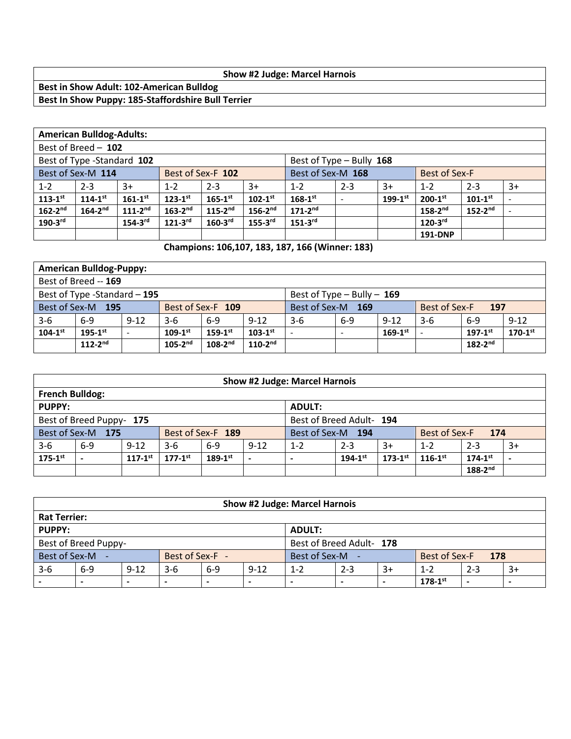| Show #2 Judge: Marcel Harnois |
|---|
| **Best in Show Adult: 102-American Bulldog** |
| **Best In Show Puppy: 185-Staffordshire Bull Terrier** |

| **American Bulldog-Adults:** | | | | | | | | | | | |
|---|---|---|---|---|---|---|---|---|---|---|---|
| Best of Breed – **102** | | | | | | | | | | | |
| Best of Type -Standard **102** | | | | | | Best of Type – Bully **168** | | | | | |
| Best of Sex-M **114** | | | Best of Sex-F **102** | | | Best of Sex-M **168** | | | Best of Sex-F | | |
| 1-2 | 2-3 | 3+ | 1-2 | 2-3 | 3+ | 1-2 | 2-3 | 3+ | 1-2 | 2-3 | 3+ |
| **113-1st** | **114-1st** | **161-1st** | **123-1st** | **165-1st** | **102-1st** | **168-1st** | - | **199-1st** | **200-1st** | **101-1st** | - |
| **162-2nd** | **164-2nd** | **111-2nd** | **163-2nd** | **115-2nd** | **156-2nd** | **171-2nd** | | | **158-2nd** | **152-2nd** | - |
| **190-3rd** | | **154-3rd** | **121-3rd** | **160-3rd** | **155-3rd** | **151-3rd** | | | **120-3rd** | | |
| | | | | | | | | | **191-DNP** | | |

**Champions: 106,107, 183, 187, 166 (Winner: 183)**

| **American Bulldog-Puppy:** | | | | | | | | | | | |
|---|---|---|---|---|---|---|---|---|---|---|---|
| Best of Breed -- **169** | | | | | | | | | | | |
| Best of Type -Standard – **195** | | | | | | Best of Type – Bully – **169** | | | | | |
| Best of Sex-M **195** | | | Best of Sex-F **109** | | | Best of Sex-M **169** | | | Best of Sex-F **197** | | |
| 3-6 | 6-9 | 9-12 | 3-6 | 6-9 | 9-12 | 3-6 | 6-9 | 9-12 | 3-6 | 6-9 | 9-12 |
| **104-1st** | **195-1st** | - | **109-1st** | **159-1st** | **103-1st** | - | - | **169-1st** | - | **197-1st** | **170-1st** |
| | **112-2nd** | | **105-2nd** | **108-2nd** | **110-2nd** | | | | | **182-2nd** | |

| Show #2 Judge: Marcel Harnois | | | | | | | | | | | |
|---|---|---|---|---|---|---|---|---|---|---|---|
| **French Bulldog:** | | | | | | | | | | | |
| **PUPPY:** | | | | | | **ADULT:** | | | | | |
| Best of Breed Puppy- **175** | | | | | | Best of Breed Adult- **194** | | | | | |
| Best of Sex-M **175** | | | Best of Sex-F **189** | | | Best of Sex-M **194** | | | Best of Sex-F **174** | | |
| 3-6 | 6-9 | 9-12 | 3-6 | 6-9 | 9-12 | 1-2 | 2-3 | 3+ | 1-2 | 2-3 | 3+ |
| **175-1st** | **-** | **117-1st** | **177-1st** | **189-1st** | **-** | **-** | **194-1st** | **173-1st** | **116-1st** | **174-1st** | **-** |
| | | | | | | | | | | **188-2nd** | |

| Show #2 Judge: Marcel Harnois | | | | | | | | | | | |
|---|---|---|---|---|---|---|---|---|---|---|---|
| **Rat Terrier:** | | | | | | | | | | | |
| **PUPPY:** | | | | | | **ADULT:** | | | | | |
| Best of Breed Puppy- | | | | | | Best of Breed Adult- **178** | | | | | |
| Best of Sex-M - | | | Best of Sex-F - | | | Best of Sex-M - | | | Best of Sex-F **178** | | |
| 3-6 | 6-9 | 9-12 | 3-6 | 6-9 | 9-12 | 1-2 | 2-3 | 3+ | 1-2 | 2-3 | 3+ |
| - | - | - | - | - | - | - | - | - | **178-1st** | - | - |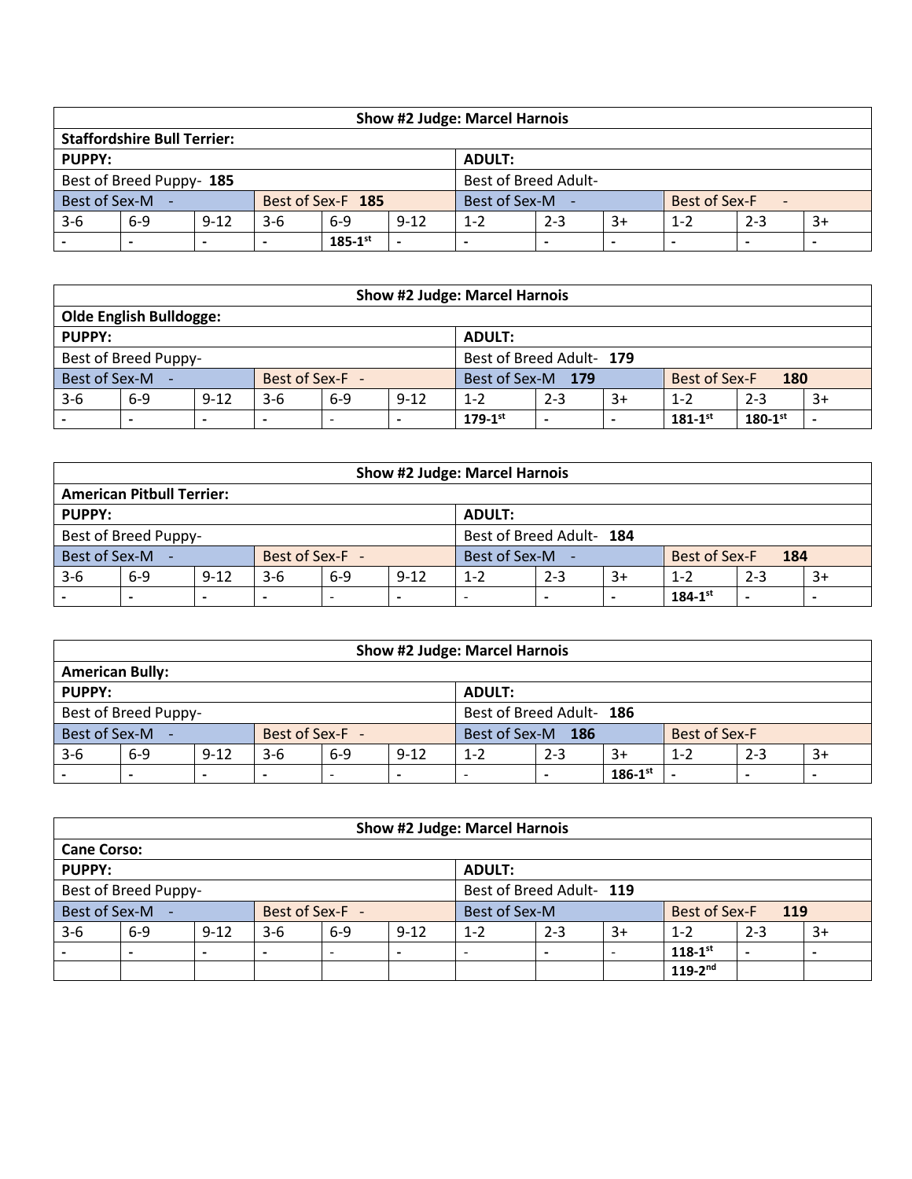| Show #2 Judge: Marcel Harnois | | | | | | | | | | | |
|---|---|---|---|---|---|---|---|---|---|---|---|
| **Staffordshire Bull Terrier:** | | | | | | | | | | | |
| **PUPPY:** | | | | | | **ADULT:** | | | | | |
| Best of Breed Puppy- **185** | | | | | | Best of Breed Adult- | | | | | |
| Best of Sex-M - | | | Best of Sex-F **185** | | | Best of Sex-M - | | | Best of Sex-F - | | |
| 3-6 | 6-9 | 9-12 | 3-6 | 6-9 | 9-12 | 1-2 | 2-3 | 3+ | 1-2 | 2-3 | 3+ |
| - | - | - | - | **185-1st** | - | - | - | - | - | - | - |

| Show #2 Judge: Marcel Harnois | | | | | | | | | | | |
|---|---|---|---|---|---|---|---|---|---|---|---|
| **Olde English Bulldogge:** | | | | | | | | | | | |
| **PUPPY:** | | | | | | **ADULT:** | | | | | |
| Best of Breed Puppy- | | | | | | Best of Breed Adult- **179** | | | | | |
| Best of Sex-M - | | | Best of Sex-F - | | | Best of Sex-M **179** | | | Best of Sex-F **180** | | |
| 3-6 | 6-9 | 9-12 | 3-6 | 6-9 | 9-12 | 1-2 | 2-3 | 3+ | 1-2 | 2-3 | 3+ |
| - | - | - | - | - | - | **179-1st** | - | - | **181-1st** | **180-1st** | - |

| Show #2 Judge: Marcel Harnois | | | | | | | | | | | |
|---|---|---|---|---|---|---|---|---|---|---|---|
| **American Pitbull Terrier:** | | | | | | | | | | | |
| **PUPPY:** | | | | | | **ADULT:** | | | | | |
| Best of Breed Puppy- | | | | | | Best of Breed Adult- **184** | | | | | |
| Best of Sex-M - | | | Best of Sex-F - | | | Best of Sex-M - | | | Best of Sex-F **184** | | |
| 3-6 | 6-9 | 9-12 | 3-6 | 6-9 | 9-12 | 1-2 | 2-3 | 3+ | 1-2 | 2-3 | 3+ |
| - | - | - | - | - | - | - | - | - | **184-1st** | - | - |

| Show #2 Judge: Marcel Harnois | | | | | | | | | | | |
|---|---|---|---|---|---|---|---|---|---|---|---|
| **American Bully:** | | | | | | | | | | | |
| **PUPPY:** | | | | | | **ADULT:** | | | | | |
| Best of Breed Puppy- | | | | | | Best of Breed Adult- **186** | | | | | |
| Best of Sex-M - | | | Best of Sex-F - | | | Best of Sex-M **186** | | | Best of Sex-F | | |
| 3-6 | 6-9 | 9-12 | 3-6 | 6-9 | 9-12 | 1-2 | 2-3 | 3+ | 1-2 | 2-3 | 3+ |
| - | - | - | - | - | - | - | - | **186-1st** | - | - | - |

| Show #2 Judge: Marcel Harnois | | | | | | | | | | | |
|---|---|---|---|---|---|---|---|---|---|---|---|
| **Cane Corso:** | | | | | | | | | | | |
| **PUPPY:** | | | | | | **ADULT:** | | | | | |
| Best of Breed Puppy- | | | | | | Best of Breed Adult- **119** | | | | | |
| Best of Sex-M - | | | Best of Sex-F - | | | Best of Sex-M | | | Best of Sex-F **119** | | |
| 3-6 | 6-9 | 9-12 | 3-6 | 6-9 | 9-12 | 1-2 | 2-3 | 3+ | 1-2 | 2-3 | 3+ |
| - | - | - | - | - | - | - | - | - | **118-1st** | - | - |
| | | | | | | | | | **119-2nd** | | |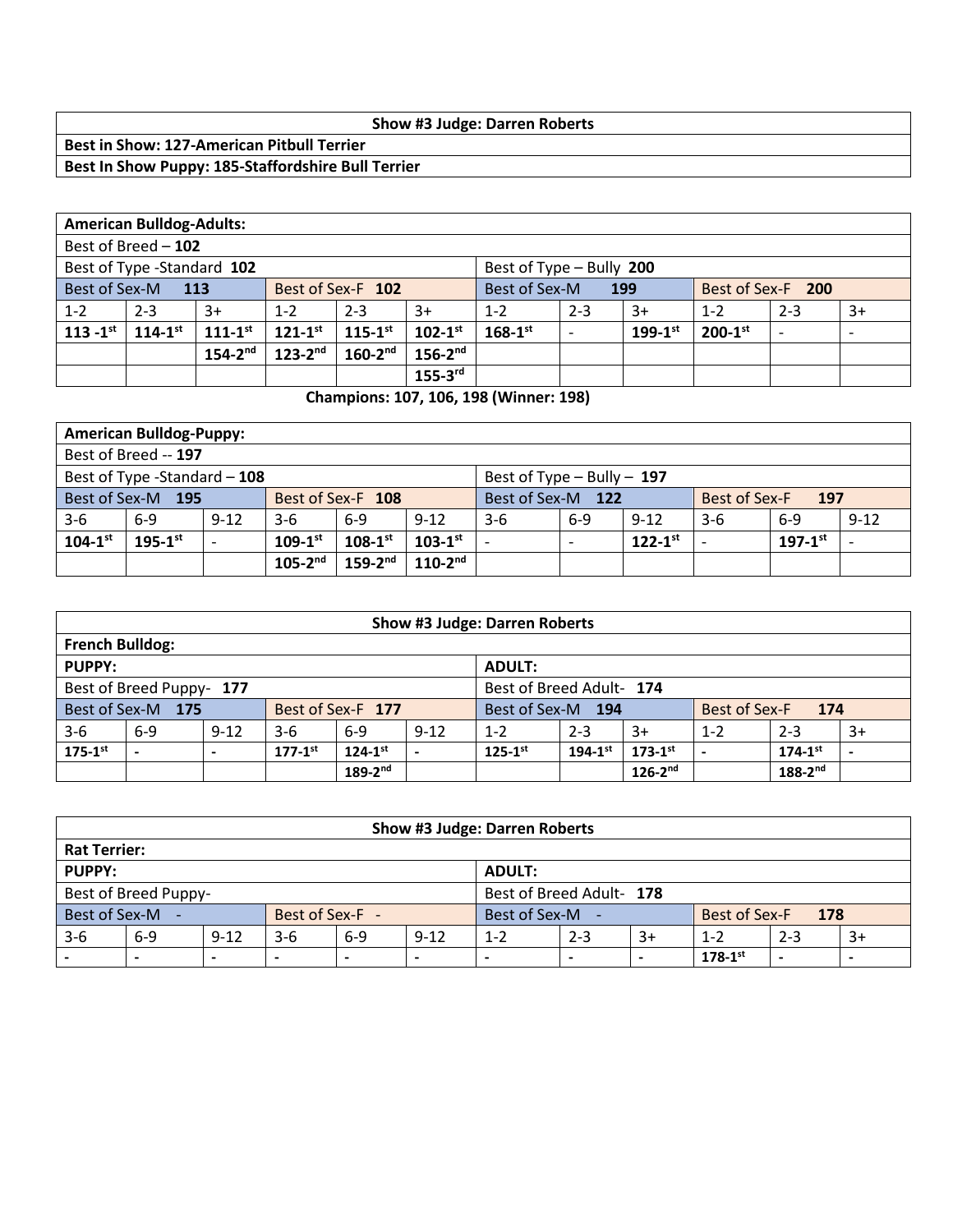| Show #3 Judge: Darren Roberts |
|---|
| **Best in Show: 127-American Pitbull Terrier** |
| **Best In Show Puppy: 185-Staffordshire Bull Terrier** |

| **American Bulldog-Adults:** | | | | | | | | | | | |
|---|---|---|---|---|---|---|---|---|---|---|---|
| Best of Breed – **102** | | | | | | | | | | | |
| Best of Type -Standard **102** | | | | | | Best of Type – Bully **200** | | | | | |
| Best of Sex-M **113** | | | Best of Sex-F **102** | | | Best of Sex-M **199** | | | Best of Sex-F **200** | | |
| 1-2 | 2-3 | 3+ | 1-2 | 2-3 | 3+ | 1-2 | 2-3 | 3+ | 1-2 | 2-3 | 3+ |
| **113 -1st** | **114-1st** | **111-1st** | **121-1st** | **115-1st** | **102-1st** | **168-1st** | - | **199-1st** | **200-1st** | - | - |
| | | **154-2nd** | **123-2nd** | **160-2nd** | **156-2nd** | | | | | | |
| | | | | | **155-3rd** | | | | | | |

**Champions: 107, 106, 198 (Winner: 198)**

| **American Bulldog-Puppy:** | | | | | | | | | | | |
|---|---|---|---|---|---|---|---|---|---|---|---|
| Best of Breed -- **197** | | | | | | | | | | | |
| Best of Type -Standard – **108** | | | | | | Best of Type – Bully – **197** | | | | | |
| Best of Sex-M **195** | | | Best of Sex-F **108** | | | Best of Sex-M **122** | | | Best of Sex-F **197** | | |
| 3-6 | 6-9 | 9-12 | 3-6 | 6-9 | 9-12 | 3-6 | 6-9 | 9-12 | 3-6 | 6-9 | 9-12 |
| **104-1st** | **195-1st** | - | **109-1st** | **108-1st** | **103-1st** | - | - | **122-1st** | - | **197-1st** | - |
| | | | **105-2nd** | **159-2nd** | **110-2nd** | | | | | | |

| Show #3 Judge: Darren Roberts | | | | | | | | | | | |
|---|---|---|---|---|---|---|---|---|---|---|---|
| **French Bulldog:** | | | | | | | | | | | |
| **PUPPY:** | | | | | | **ADULT:** | | | | | |
| Best of Breed Puppy- **177** | | | | | | Best of Breed Adult- **174** | | | | | |
| Best of Sex-M **175** | | | Best of Sex-F **177** | | | Best of Sex-M **194** | | | Best of Sex-F **174** | | |
| 3-6 | 6-9 | 9-12 | 3-6 | 6-9 | 9-12 | 1-2 | 2-3 | 3+ | 1-2 | 2-3 | 3+ |
| **175-1st** | - | - | **177-1st** | **124-1st** | - | **125-1st** | **194-1st** | **173-1st** | - | **174-1st** | - |
| | | | | **189-2nd** | | | | **126-2nd** | | **188-2nd** | |

| Show #3 Judge: Darren Roberts | | | | | | | | | | | |
|---|---|---|---|---|---|---|---|---|---|---|---|
| **Rat Terrier:** | | | | | | | | | | | |
| **PUPPY:** | | | | | | **ADULT:** | | | | | |
| Best of Breed Puppy- | | | | | | Best of Breed Adult- **178** | | | | | |
| Best of Sex-M - | | | Best of Sex-F - | | | Best of Sex-M - | | | Best of Sex-F **178** | | |
| 3-6 | 6-9 | 9-12 | 3-6 | 6-9 | 9-12 | 1-2 | 2-3 | 3+ | 1-2 | 2-3 | 3+ |
| - | - | - | - | - | - | - | - | - | **178-1st** | - | - |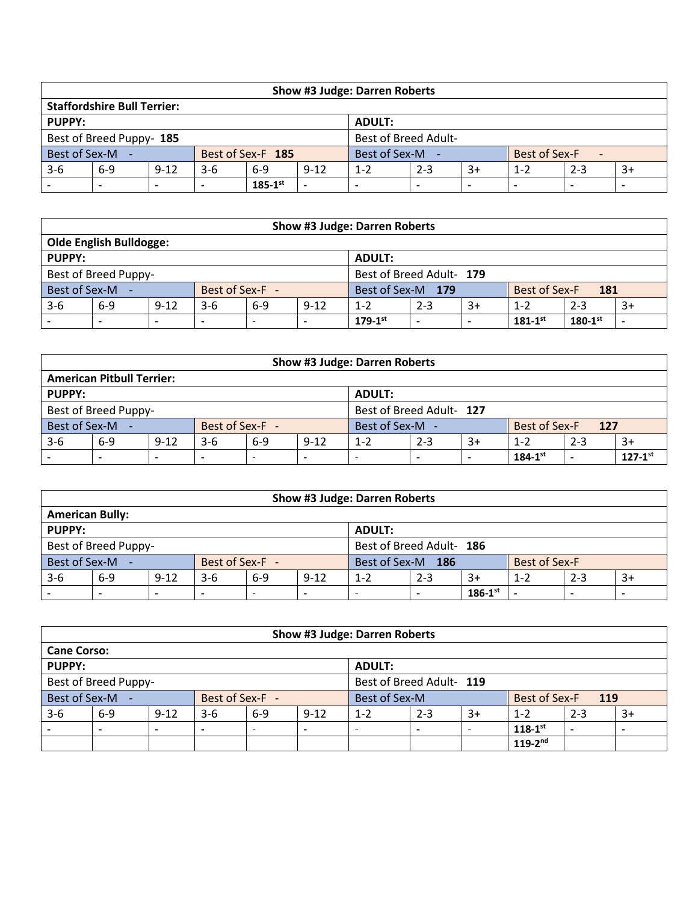| Show #3 Judge: Darren Roberts | | | | | | | | | | | |
|---|---|---|---|---|---|---|---|---|---|---|---|
| **Staffordshire Bull Terrier:** | | | | | | | | | | | |
| **PUPPY:** | | | | | | **ADULT:** | | | | | |
| Best of Breed Puppy- **185** | | | | | | Best of Breed Adult- | | | | | |
| Best of Sex-M - | | | Best of Sex-F **185** | | | Best of Sex-M - | | | Best of Sex-F - | | |
| 3-6 | 6-9 | 9-12 | 3-6 | 6-9 | 9-12 | 1-2 | 2-3 | 3+ | 1-2 | 2-3 | 3+ |
| - | - | - | - | **185-1st** | - | - | - | - | - | - | - |

| Show #3 Judge: Darren Roberts | | | | | | | | | | | |
|---|---|---|---|---|---|---|---|---|---|---|---|
| **Olde English Bulldogge:** | | | | | | | | | | | |
| **PUPPY:** | | | | | | **ADULT:** | | | | | |
| Best of Breed Puppy- | | | | | | Best of Breed Adult- **179** | | | | | |
| Best of Sex-M - | | | Best of Sex-F - | | | Best of Sex-M **179** | | | Best of Sex-F **181** | | |
| 3-6 | 6-9 | 9-12 | 3-6 | 6-9 | 9-12 | 1-2 | 2-3 | 3+ | 1-2 | 2-3 | 3+ |
| - | - | - | - | - | - | **179-1st** | - | - | **181-1st** | **180-1st** | - |

| Show #3 Judge: Darren Roberts | | | | | | | | | | | |
|---|---|---|---|---|---|---|---|---|---|---|---|
| **American Pitbull Terrier:** | | | | | | | | | | | |
| **PUPPY:** | | | | | | **ADULT:** | | | | | |
| Best of Breed Puppy- | | | | | | Best of Breed Adult- **127** | | | | | |
| Best of Sex-M - | | | Best of Sex-F - | | | Best of Sex-M - | | | Best of Sex-F **127** | | |
| 3-6 | 6-9 | 9-12 | 3-6 | 6-9 | 9-12 | 1-2 | 2-3 | 3+ | 1-2 | 2-3 | 3+ |
| - | - | - | - | - | - | - | - | - | **184-1st** | - | **127-1st** |

| Show #3 Judge: Darren Roberts | | | | | | | | | | | |
|---|---|---|---|---|---|---|---|---|---|---|---|
| **American Bully:** | | | | | | | | | | | |
| **PUPPY:** | | | | | | **ADULT:** | | | | | |
| Best of Breed Puppy- | | | | | | Best of Breed Adult- **186** | | | | | |
| Best of Sex-M - | | | Best of Sex-F - | | | Best of Sex-M **186** | | | Best of Sex-F | | |
| 3-6 | 6-9 | 9-12 | 3-6 | 6-9 | 9-12 | 1-2 | 2-3 | 3+ | 1-2 | 2-3 | 3+ |
| - | - | - | - | - | - | - | - | **186-1st** | - | - | - |

| Show #3 Judge: Darren Roberts | | | | | | | | | | | |
|---|---|---|---|---|---|---|---|---|---|---|---|
| **Cane Corso:** | | | | | | | | | | | |
| **PUPPY:** | | | | | | **ADULT:** | | | | | |
| Best of Breed Puppy- | | | | | | Best of Breed Adult- **119** | | | | | |
| Best of Sex-M - | | | Best of Sex-F - | | | Best of Sex-M | | | Best of Sex-F **119** | | |
| 3-6 | 6-9 | 9-12 | 3-6 | 6-9 | 9-12 | 1-2 | 2-3 | 3+ | 1-2 | 2-3 | 3+ |
| - | - | - | - | - | - | - | - | - | **118-1st** | - | - |
| | | | | | | | | | **119-2nd** | | |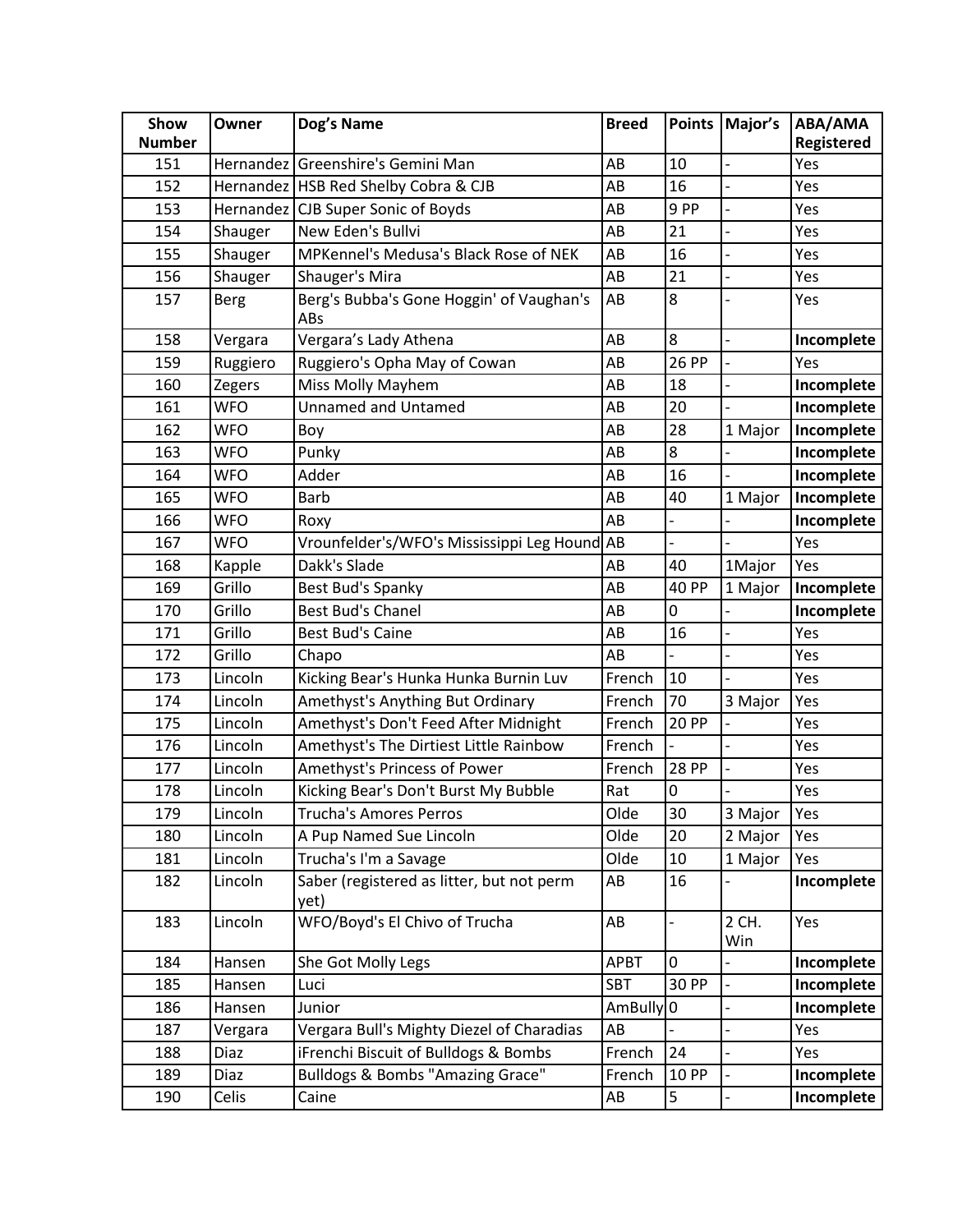| Show Number | Owner | Dog's Name | Breed | Points | Major's | ABA/AMA Registered |
|---|---|---|---|---|---|---|
| 151 | Hernandez | Greenshire's Gemini Man | AB | 10 | - | Yes |
| 152 | Hernandez | HSB Red Shelby Cobra & CJB | AB | 16 | - | Yes |
| 153 | Hernandez | CJB Super Sonic of Boyds | AB | 9 PP | - | Yes |
| 154 | Shauger | New Eden's Bullvi | AB | 21 | - | Yes |
| 155 | Shauger | MPKennel's Medusa's Black Rose of NEK | AB | 16 | - | Yes |
| 156 | Shauger | Shauger's Mira | AB | 21 | - | Yes |
| 157 | Berg | Berg's Bubba's Gone Hoggin' of Vaughan's ABs | AB | 8 | - | Yes |
| 158 | Vergara | Vergara's Lady Athena | AB | 8 | - | **Incomplete** |
| 159 | Ruggiero | Ruggiero's Opha May of Cowan | AB | 26 PP | - | Yes |
| 160 | Zegers | Miss Molly Mayhem | AB | 18 | - | **Incomplete** |
| 161 | WFO | Unnamed and Untamed | AB | 20 | - | **Incomplete** |
| 162 | WFO | Boy | AB | 28 | 1 Major | **Incomplete** |
| 163 | WFO | Punky | AB | 8 | - | **Incomplete** |
| 164 | WFO | Adder | AB | 16 | - | **Incomplete** |
| 165 | WFO | Barb | AB | 40 | 1 Major | **Incomplete** |
| 166 | WFO | Roxy | AB | - | - | **Incomplete** |
| 167 | WFO | Vrounfelder's/WFO's Mississippi Leg Hound | AB | - | - | Yes |
| 168 | Kapple | Dakk's Slade | AB | 40 | 1Major | Yes |
| 169 | Grillo | Best Bud's Spanky | AB | 40 PP | 1 Major | **Incomplete** |
| 170 | Grillo | Best Bud's Chanel | AB | 0 | - | **Incomplete** |
| 171 | Grillo | Best Bud's Caine | AB | 16 | - | Yes |
| 172 | Grillo | Chapo | AB | - | - | Yes |
| 173 | Lincoln | Kicking Bear's Hunka Hunka Burnin Luv | French | 10 | - | Yes |
| 174 | Lincoln | Amethyst's Anything But Ordinary | French | 70 | 3 Major | Yes |
| 175 | Lincoln | Amethyst's Don't Feed After Midnight | French | 20 PP | - | Yes |
| 176 | Lincoln | Amethyst's The Dirtiest Little Rainbow | French | - | - | Yes |
| 177 | Lincoln | Amethyst's Princess of Power | French | 28 PP | - | Yes |
| 178 | Lincoln | Kicking Bear's Don't Burst My Bubble | Rat | 0 | - | Yes |
| 179 | Lincoln | Trucha's Amores Perros | Olde | 30 | 3 Major | Yes |
| 180 | Lincoln | A Pup Named Sue Lincoln | Olde | 20 | 2 Major | Yes |
| 181 | Lincoln | Trucha's I'm a Savage | Olde | 10 | 1 Major | Yes |
| 182 | Lincoln | Saber (registered as litter, but not perm yet) | AB | 16 | - | **Incomplete** |
| 183 | Lincoln | WFO/Boyd's El Chivo of Trucha | AB | - | 2 CH. Win | Yes |
| 184 | Hansen | She Got Molly Legs | APBT | 0 | - | **Incomplete** |
| 185 | Hansen | Luci | SBT | 30 PP | - | **Incomplete** |
| 186 | Hansen | Junior | AmBully | 0 | - | **Incomplete** |
| 187 | Vergara | Vergara Bull's Mighty Diezel of Charadias | AB | - | - | Yes |
| 188 | Diaz | iFrenchi Biscuit of Bulldogs & Bombs | French | 24 | - | Yes |
| 189 | Diaz | Bulldogs & Bombs "Amazing Grace" | French | 10 PP | - | **Incomplete** |
| 190 | Celis | Caine | AB | 5 | - | **Incomplete** |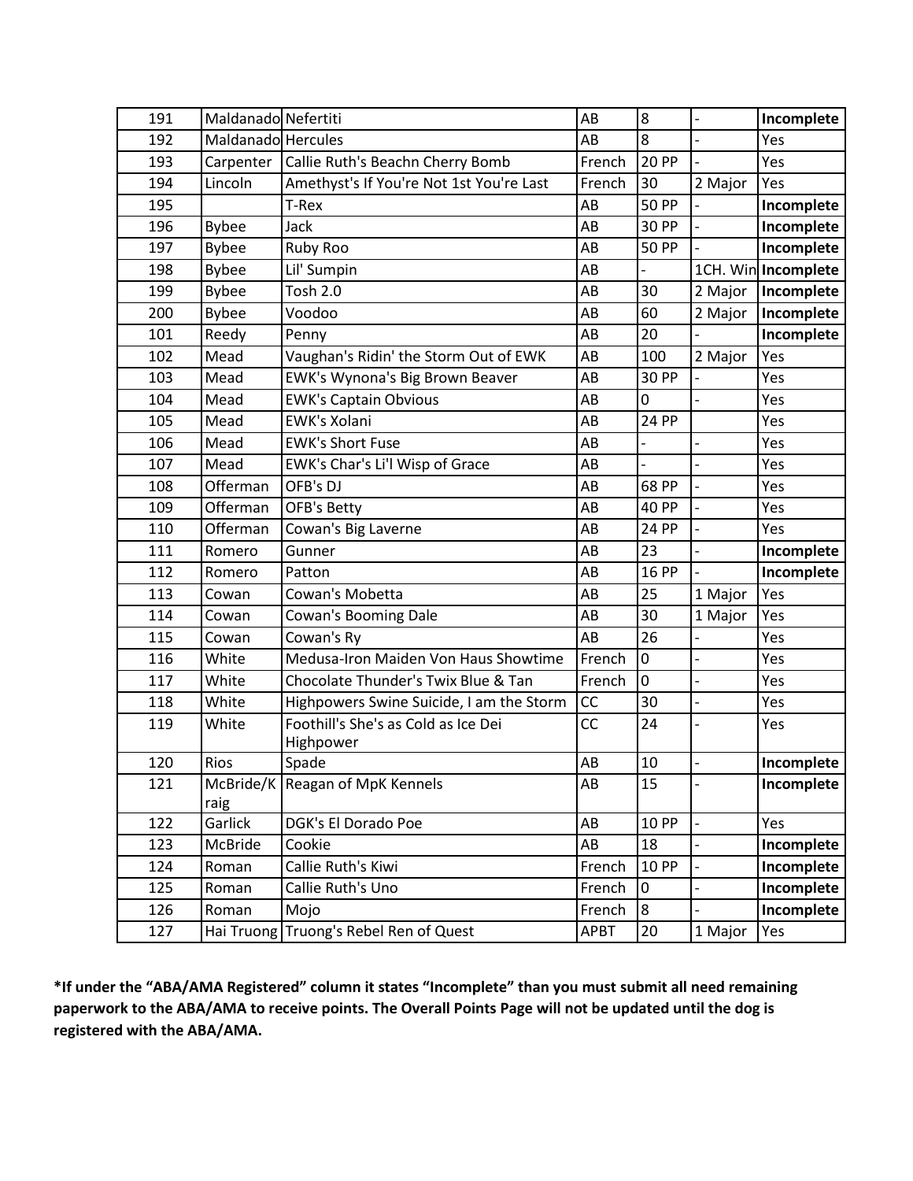| | | | | | | |
|---|---|---|---|---|---|---|
| 191 | Maldanado | Nefertiti | AB | 8 | - | **Incomplete** |
| 192 | Maldanado | Hercules | AB | 8 | - | Yes |
| 193 | Carpenter | Callie Ruth's Beachn Cherry Bomb | French | 20 PP | - | Yes |
| 194 | Lincoln | Amethyst's If You're Not 1st You're Last | French | 30 | 2 Major | Yes |
| 195 | | T-Rex | AB | 50 PP | - | **Incomplete** |
| 196 | Bybee | Jack | AB | 30 PP | - | **Incomplete** |
| 197 | Bybee | Ruby Roo | AB | 50 PP | - | **Incomplete** |
| 198 | Bybee | Lil' Sumpin | AB | - | 1CH. Win | **Incomplete** |
| 199 | Bybee | Tosh 2.0 | AB | 30 | 2 Major | **Incomplete** |
| 200 | Bybee | Voodoo | AB | 60 | 2 Major | **Incomplete** |
| 101 | Reedy | Penny | AB | 20 | - | **Incomplete** |
| 102 | Mead | Vaughan's Ridin' the Storm Out of EWK | AB | 100 | 2 Major | Yes |
| 103 | Mead | EWK's Wynona's Big Brown Beaver | AB | 30 PP | - | Yes |
| 104 | Mead | EWK's Captain Obvious | AB | 0 | - | Yes |
| 105 | Mead | EWK's Xolani | AB | 24 PP | | Yes |
| 106 | Mead | EWK's Short Fuse | AB | - | - | Yes |
| 107 | Mead | EWK's Char's Li'l Wisp of Grace | AB | - | - | Yes |
| 108 | Offerman | OFB's DJ | AB | 68 PP | - | Yes |
| 109 | Offerman | OFB's Betty | AB | 40 PP | - | Yes |
| 110 | Offerman | Cowan's Big Laverne | AB | 24 PP | - | Yes |
| 111 | Romero | Gunner | AB | 23 | - | **Incomplete** |
| 112 | Romero | Patton | AB | 16 PP | - | **Incomplete** |
| 113 | Cowan | Cowan's Mobetta | AB | 25 | 1 Major | Yes |
| 114 | Cowan | Cowan's Booming Dale | AB | 30 | 1 Major | Yes |
| 115 | Cowan | Cowan's Ry | AB | 26 | - | Yes |
| 116 | White | Medusa-Iron Maiden Von Haus Showtime | French | 0 | - | Yes |
| 117 | White | Chocolate Thunder's Twix Blue & Tan | French | 0 | - | Yes |
| 118 | White | Highpowers Swine Suicide, I am the Storm | CC | 30 | - | Yes |
| 119 | White | Foothill's She's as Cold as Ice Dei Highpower | CC | 24 | - | Yes |
| 120 | Rios | Spade | AB | 10 | - | **Incomplete** |
| 121 | McBride/Kraig | Reagan of MpK Kennels | AB | 15 | - | **Incomplete** |
| 122 | Garlick | DGK's El Dorado Poe | AB | 10 PP | - | Yes |
| 123 | McBride | Cookie | AB | 18 | - | **Incomplete** |
| 124 | Roman | Callie Ruth's Kiwi | French | 10 PP | - | **Incomplete** |
| 125 | Roman | Callie Ruth's Uno | French | 0 | - | **Incomplete** |
| 126 | Roman | Mojo | French | 8 | - | **Incomplete** |
| 127 | Hai Truong | Truong's Rebel Ren of Quest | APBT | 20 | 1 Major | Yes |

**\*If under the "ABA/AMA Registered" column it states "Incomplete" than you must submit all need remaining paperwork to the ABA/AMA to receive points. The Overall Points Page will not be updated until the dog is registered with the ABA/AMA.**